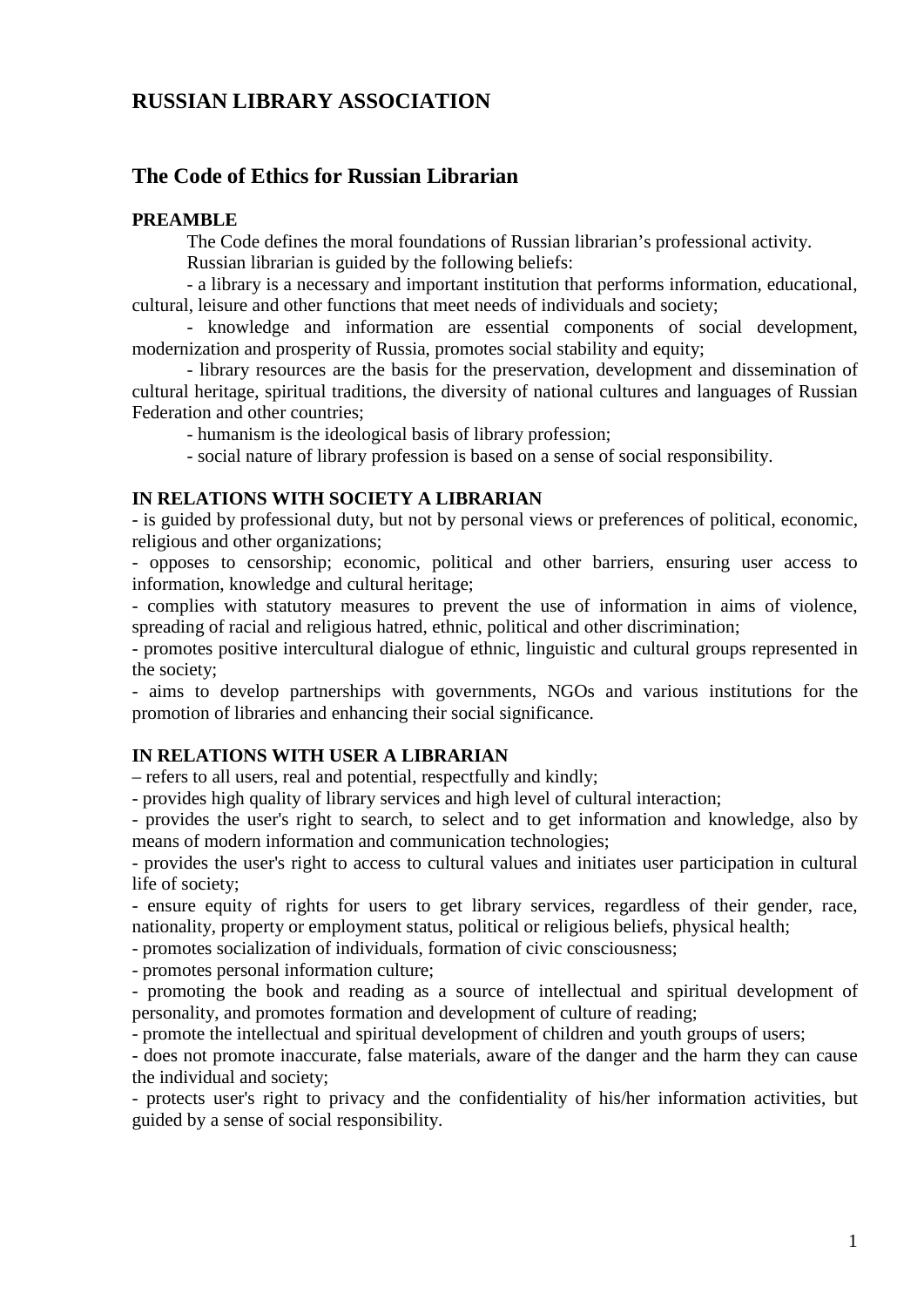# RUSSIAN LIBRARY ASSOCIATION

## The Code of Ethics for Russian Librarian

**PREAMBLE**

The Code defines the moral foundations of Russian librarian's professional activity.

Russian librarian is guided by the following beliefs:

- a library is a necessary and important institution that performs information, educational, cultural, leisure and other functions that meet needs of individuals and society;
- knowledge and information are essential components of social development, modernization and prosperity of Russia, promotes social stability and equity;
- library resources are the basis for the preservation, development and dissemination of cultural heritage, spiritual traditions, the diversity of national cultures and languages of Russian Federation and other countries;
- humanism is the ideological basis of library profession;
- social nature of library profession is based on a sense of social responsibility.

**IN RELATIONS WITH SOCIETY A LIBRARIAN**

- is guided by professional duty, but not by personal views or preferences of political, economic, religious and other organizations;
- opposes to censorship; economic, political and other barriers, ensuring user access to information, knowledge and cultural heritage;
- complies with statutory measures to prevent the use of information in aims of violence, spreading of racial and religious hatred, ethnic, political and other discrimination;
- promotes positive intercultural dialogue of ethnic, linguistic and cultural groups represented in the society;
- aims to develop partnerships with governments, NGOs and various institutions for the promotion of libraries and enhancing their social significance.

**IN RELATIONS WITH USER A LIBRARIAN**

– refers to all users, real and potential, respectfully and kindly;
- provides high quality of library services and high level of cultural interaction;
- provides the user's right to search, to select and to get information and knowledge, also by means of modern information and communication technologies;
- provides the user's right to access to cultural values and initiates user participation in cultural life of society;
- ensure equity of rights for users to get library services, regardless of their gender, race, nationality, property or employment status, political or religious beliefs, physical health;
- promotes socialization of individuals, formation of civic consciousness;
- promotes personal information culture;
- promoting the book and reading as a source of intellectual and spiritual development of personality, and promotes formation and development of culture of reading;
- promote the intellectual and spiritual development of children and youth groups of users;
- does not promote inaccurate, false materials, aware of the danger and the harm they can cause the individual and society;
- protects user's right to privacy and the confidentiality of his/her information activities, but guided by a sense of social responsibility.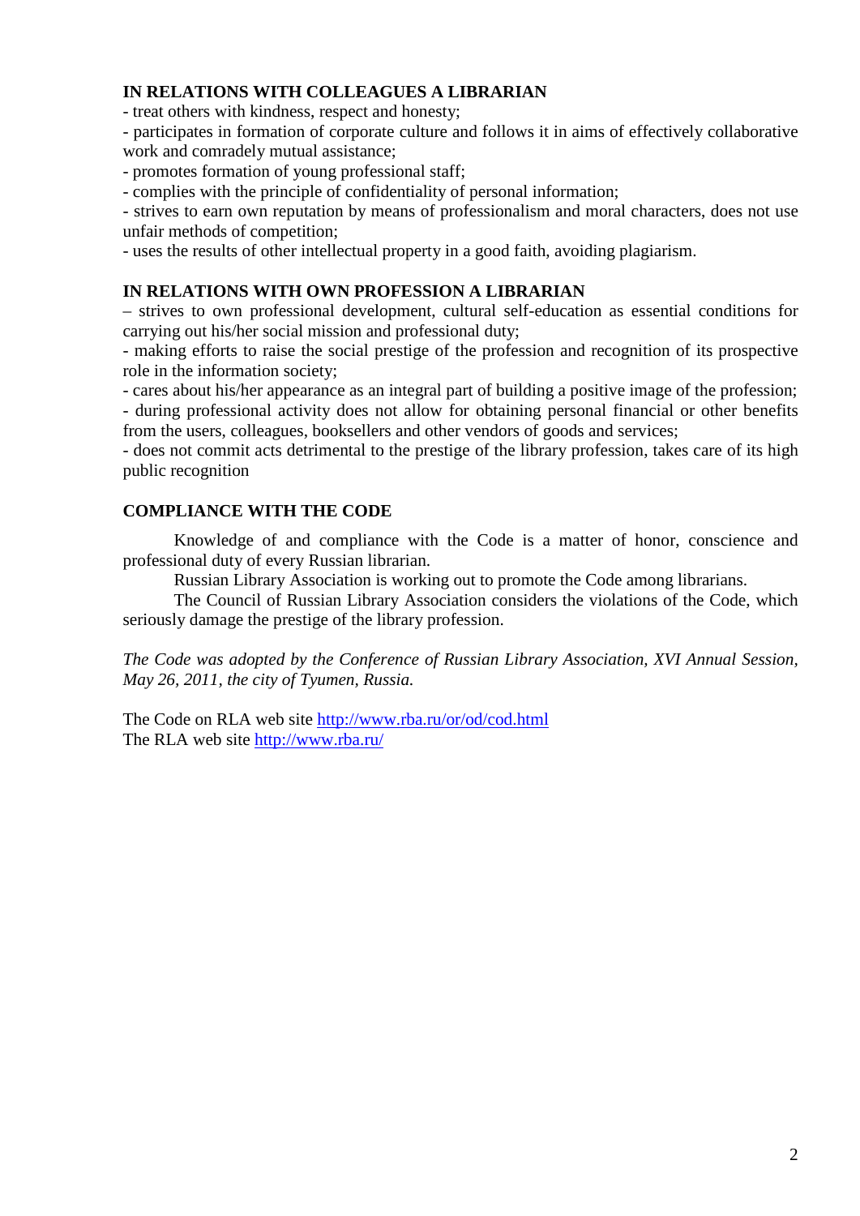**IN RELATIONS WITH COLLEAGUES A LIBRARIAN**

- treat others with kindness, respect and honesty;
- participates in formation of corporate culture and follows it in aims of effectively collaborative work and comradely mutual assistance;
- promotes formation of young professional staff;
- complies with the principle of confidentiality of personal information;
- strives to earn own reputation by means of professionalism and moral characters, does not use unfair methods of competition;
- uses the results of other intellectual property in a good faith, avoiding plagiarism.

**IN RELATIONS WITH OWN PROFESSION A LIBRARIAN**

– strives to own professional development, cultural self-education as essential conditions for carrying out his/her social mission and professional duty;
- making efforts to raise the social prestige of the profession and recognition of its prospective role in the information society;
- cares about his/her appearance as an integral part of building a positive image of the profession;
- during professional activity does not allow for obtaining personal financial or other benefits from the users, colleagues, booksellers and other vendors of goods and services;
- does not commit acts detrimental to the prestige of the library profession, takes care of its high public recognition

**COMPLIANCE WITH THE CODE**

Knowledge of and compliance with the Code is a matter of honor, conscience and professional duty of every Russian librarian.

Russian Library Association is working out to promote the Code among librarians.

The Council of Russian Library Association considers the violations of the Code, which seriously damage the prestige of the library profession.

*The Code was adopted by the Conference of Russian Library Association, XVI Annual Session, May 26, 2011, the city of Tyumen, Russia.*

The Code on RLA web site http://www.rba.ru/or/od/cod.html
The RLA web site http://www.rba.ru/